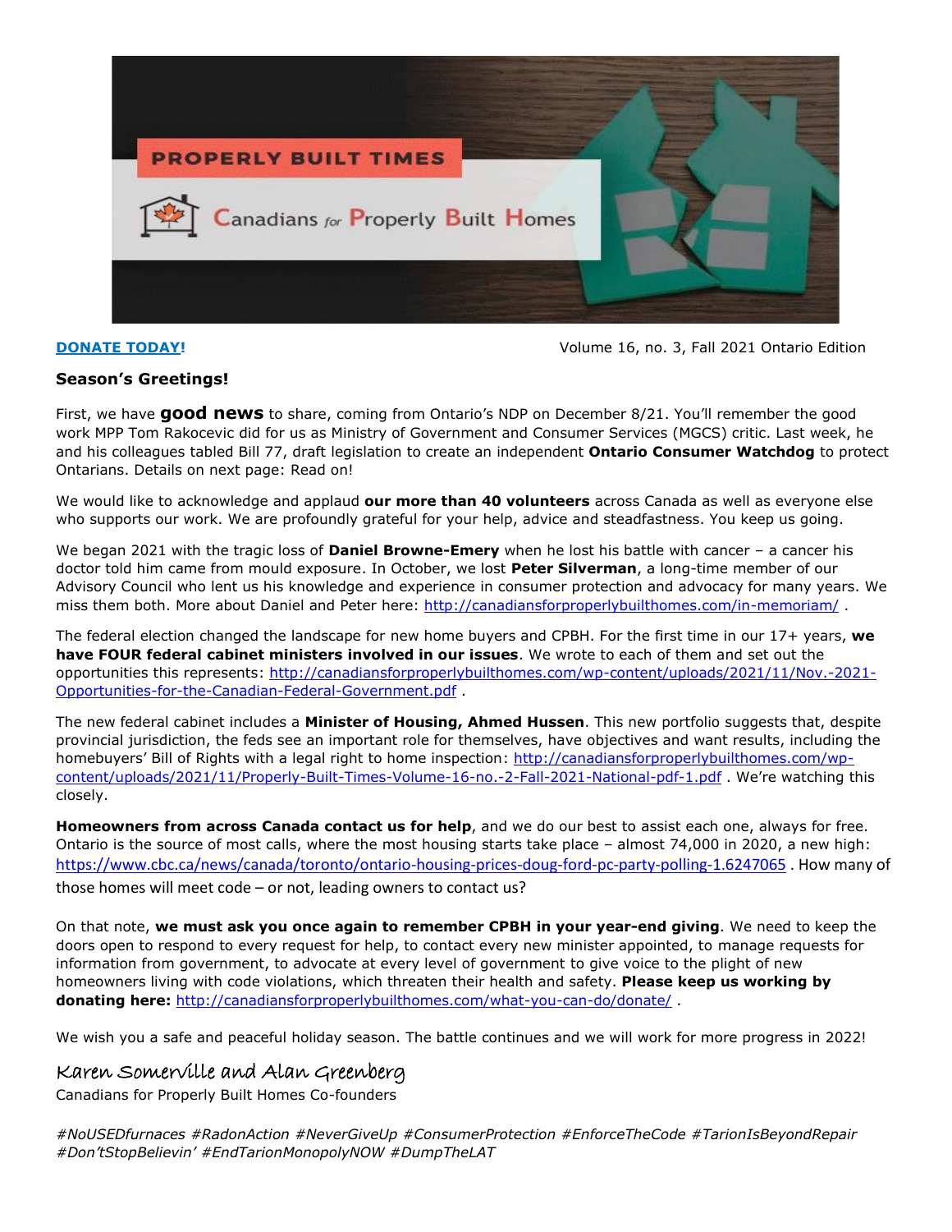# PROPERLY BUILT TIMES

Canadians for Properly Built Homes

**[DONATE TODAY!](http://canadiansforproperlybuilthomes.com/what-you-can-do/donate/)** Volume 16, no. 3, Fall 2021 Ontario Edition

**Season's Greetings!**

First, we have **good news** to share, coming from Ontario's NDP on December 8/21. You'll remember the good work MPP Tom Rakocevic did for us as Ministry of Government and Consumer Services (MGCS) critic. Last week, he and his colleagues tabled Bill 77, draft legislation to create an independent **Ontario Consumer Watchdog** to protect Ontarians. Details on next page: Read on!

We would like to acknowledge and applaud **our more than 40 volunteers** across Canada as well as everyone else who supports our work. We are profoundly grateful for your help, advice and steadfastness. You keep us going.

We began 2021 with the tragic loss of **Daniel Browne-Emery** when he lost his battle with cancer – a cancer his doctor told him came from mould exposure. In October, we lost **Peter Silverman**, a long-time member of our Advisory Council who lent us his knowledge and experience in consumer protection and advocacy for many years. We miss them both. More about Daniel and Peter here: http://canadiansforproperlybuilthomes.com/in-memoriam/ .

The federal election changed the landscape for new home buyers and CPBH. For the first time in our 17+ years, **we have FOUR federal cabinet ministers involved in our issues**. We wrote to each of them and set out the opportunities this represents: http://canadiansforproperlybuilthomes.com/wp-content/uploads/2021/11/Nov.-2021-Opportunities-for-the-Canadian-Federal-Government.pdf .

The new federal cabinet includes a **Minister of Housing, Ahmed Hussen**. This new portfolio suggests that, despite provincial jurisdiction, the feds see an important role for themselves, have objectives and want results, including the homebuyers' Bill of Rights with a legal right to home inspection: http://canadiansforproperlybuilthomes.com/wp-content/uploads/2021/11/Properly-Built-Times-Volume-16-no.-2-Fall-2021-National-pdf-1.pdf . We're watching this closely.

**Homeowners from across Canada contact us for help**, and we do our best to assist each one, always for free. Ontario is the source of most calls, where the most housing starts take place – almost 74,000 in 2020, a new high: https://www.cbc.ca/news/canada/toronto/ontario-housing-prices-doug-ford-pc-party-polling-1.6247065 . How many of those homes will meet code – or not, leading owners to contact us?

On that note, **we must ask you once again to remember CPBH in your year-end giving**. We need to keep the doors open to respond to every request for help, to contact every new minister appointed, to manage requests for information from government, to advocate at every level of government to give voice to the plight of new homeowners living with code violations, which threaten their health and safety. **Please keep us working by donating here:** http://canadiansforproperlybuilthomes.com/what-you-can-do/donate/ .

We wish you a safe and peaceful holiday season. The battle continues and we will work for more progress in 2022!

Karen Somerville and Alan Greenberg
Canadians for Properly Built Homes Co-founders

*#NoUSEDfurnaces #RadonAction #NeverGiveUp #ConsumerProtection #EnforceTheCode #TarionIsBeyondRepair #Don'tStopBelievin' #EndTarionMonopolyNOW #DumpTheLAT*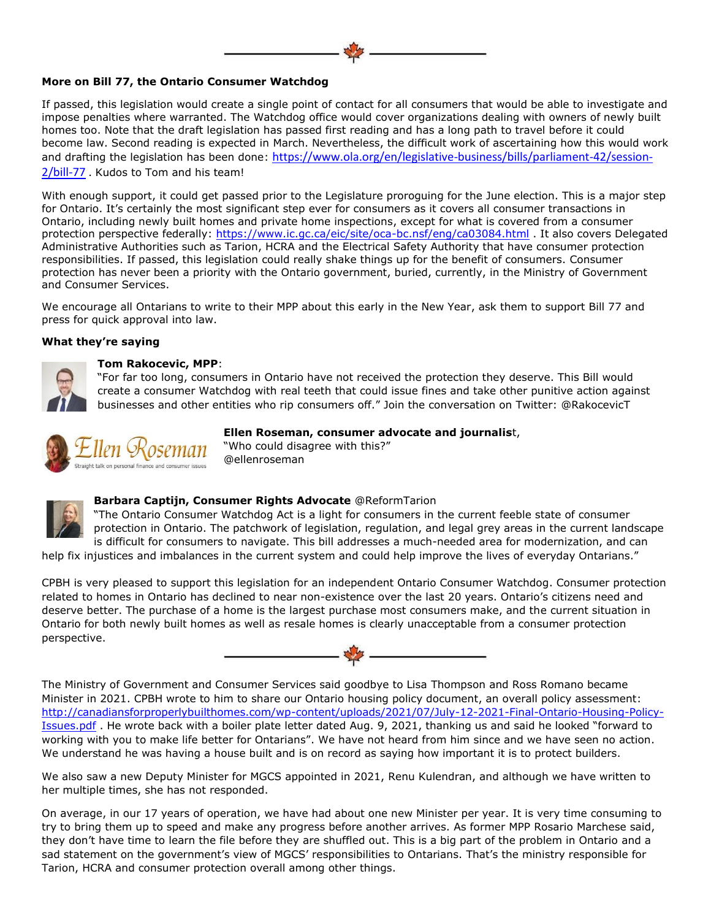**More on Bill 77, the Ontario Consumer Watchdog**

If passed, this legislation would create a single point of contact for all consumers that would be able to investigate and impose penalties where warranted. The Watchdog office would cover organizations dealing with owners of newly built homes too. Note that the draft legislation has passed first reading and has a long path to travel before it could become law. Second reading is expected in March. Nevertheless, the difficult work of ascertaining how this would work and drafting the legislation has been done: https://www.ola.org/en/legislative-business/bills/parliament-42/session-2/bill-77 . Kudos to Tom and his team!

With enough support, it could get passed prior to the Legislature proroguing for the June election. This is a major step for Ontario. It's certainly the most significant step ever for consumers as it covers all consumer transactions in Ontario, including newly built homes and private home inspections, except for what is covered from a consumer protection perspective federally: https://www.ic.gc.ca/eic/site/oca-bc.nsf/eng/ca03084.html . It also covers Delegated Administrative Authorities such as Tarion, HCRA and the Electrical Safety Authority that have consumer protection responsibilities. If passed, this legislation could really shake things up for the benefit of consumers. Consumer protection has never been a priority with the Ontario government, buried, currently, in the Ministry of Government and Consumer Services.

We encourage all Ontarians to write to their MPP about this early in the New Year, ask them to support Bill 77 and press for quick approval into law.

**What they're saying**

**Tom Rakocevic, MPP**:
"For far too long, consumers in Ontario have not received the protection they deserve. This Bill would create a consumer Watchdog with real teeth that could issue fines and take other punitive action against businesses and other entities who rip consumers off." Join the conversation on Twitter: @RakocevicT

**Ellen Roseman, consumer advocate and journalis**t,
"Who could disagree with this?"
@ellenroseman

**Barbara Captijn, Consumer Rights Advocate** @ReformTarion
"The Ontario Consumer Watchdog Act is a light for consumers in the current feeble state of consumer protection in Ontario. The patchwork of legislation, regulation, and legal grey areas in the current landscape is difficult for consumers to navigate. This bill addresses a much-needed area for modernization, and can help fix injustices and imbalances in the current system and could help improve the lives of everyday Ontarians."

CPBH is very pleased to support this legislation for an independent Ontario Consumer Watchdog. Consumer protection related to homes in Ontario has declined to near non-existence over the last 20 years. Ontario's citizens need and deserve better. The purchase of a home is the largest purchase most consumers make, and the current situation in Ontario for both newly built homes as well as resale homes is clearly unacceptable from a consumer protection perspective.

---

The Ministry of Government and Consumer Services said goodbye to Lisa Thompson and Ross Romano became Minister in 2021. CPBH wrote to him to share our Ontario housing policy document, an overall policy assessment: http://canadiansforproperlybuilthomes.com/wp-content/uploads/2021/07/July-12-2021-Final-Ontario-Housing-Policy-Issues.pdf . He wrote back with a boiler plate letter dated Aug. 9, 2021, thanking us and said he looked "forward to working with you to make life better for Ontarians". We have not heard from him since and we have seen no action. We understand he was having a house built and is on record as saying how important it is to protect builders.

We also saw a new Deputy Minister for MGCS appointed in 2021, Renu Kulendran, and although we have written to her multiple times, she has not responded.

On average, in our 17 years of operation, we have had about one new Minister per year. It is very time consuming to try to bring them up to speed and make any progress before another arrives. As former MPP Rosario Marchese said, they don't have time to learn the file before they are shuffled out. This is a big part of the problem in Ontario and a sad statement on the government's view of MGCS' responsibilities to Ontarians. That's the ministry responsible for Tarion, HCRA and consumer protection overall among other things.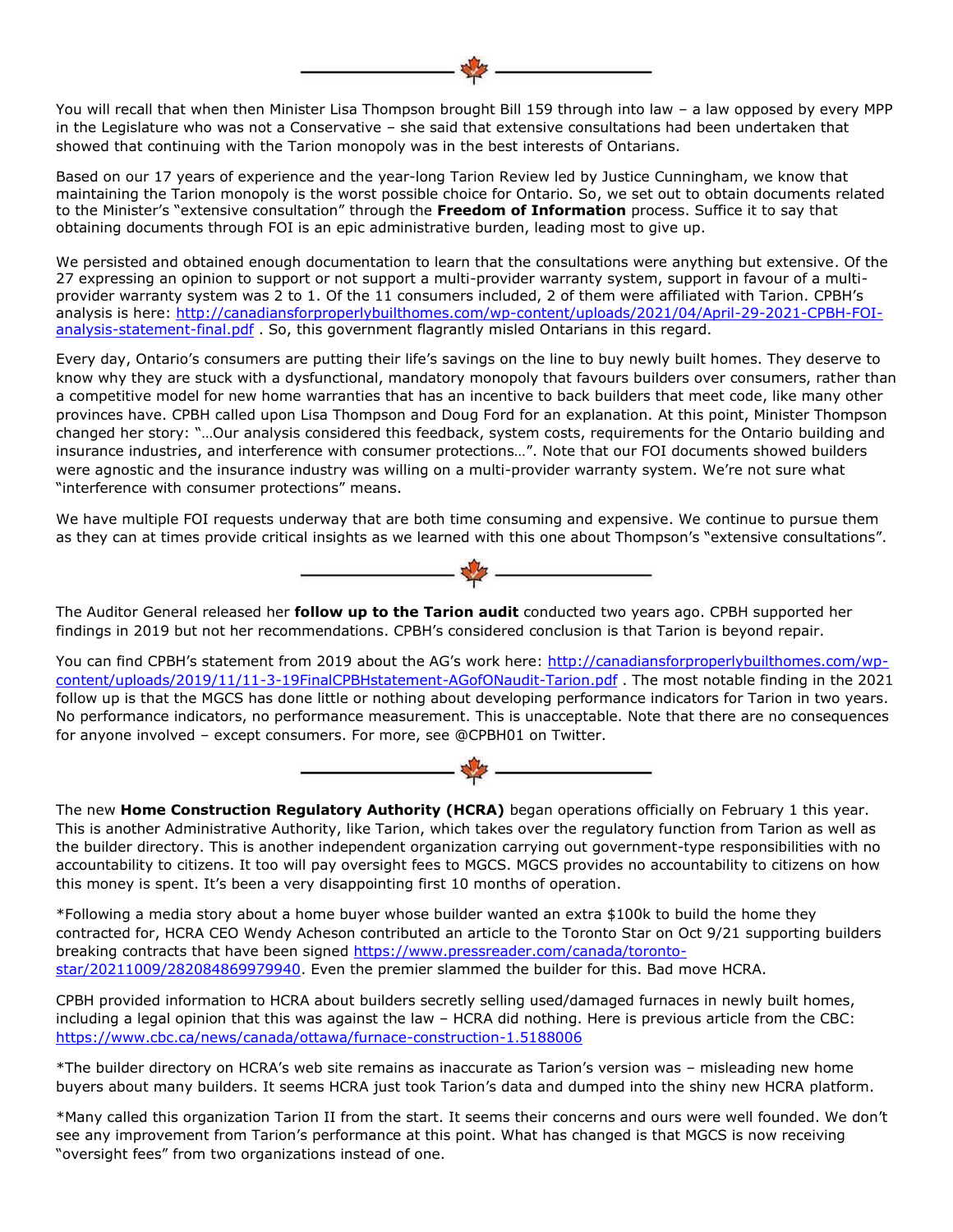---

You will recall that when then Minister Lisa Thompson brought Bill 159 through into law – a law opposed by every MPP in the Legislature who was not a Conservative – she said that extensive consultations had been undertaken that showed that continuing with the Tarion monopoly was in the best interests of Ontarians.

Based on our 17 years of experience and the year-long Tarion Review led by Justice Cunningham, we know that maintaining the Tarion monopoly is the worst possible choice for Ontario. So, we set out to obtain documents related to the Minister's "extensive consultation" through the **Freedom of Information** process. Suffice it to say that obtaining documents through FOI is an epic administrative burden, leading most to give up.

We persisted and obtained enough documentation to learn that the consultations were anything but extensive. Of the 27 expressing an opinion to support or not support a multi-provider warranty system, support in favour of a multi-provider warranty system was 2 to 1. Of the 11 consumers included, 2 of them were affiliated with Tarion. CPBH's analysis is here: http://canadiansforproperlybuilthomes.com/wp-content/uploads/2021/04/April-29-2021-CPBH-FOI-analysis-statement-final.pdf . So, this government flagrantly misled Ontarians in this regard.

Every day, Ontario's consumers are putting their life's savings on the line to buy newly built homes. They deserve to know why they are stuck with a dysfunctional, mandatory monopoly that favours builders over consumers, rather than a competitive model for new home warranties that has an incentive to back builders that meet code, like many other provinces have. CPBH called upon Lisa Thompson and Doug Ford for an explanation. At this point, Minister Thompson changed her story: "…Our analysis considered this feedback, system costs, requirements for the Ontario building and insurance industries, and interference with consumer protections…". Note that our FOI documents showed builders were agnostic and the insurance industry was willing on a multi-provider warranty system. We're not sure what "interference with consumer protections" means.

We have multiple FOI requests underway that are both time consuming and expensive. We continue to pursue them as they can at times provide critical insights as we learned with this one about Thompson's "extensive consultations".

---

The Auditor General released her **follow up to the Tarion audit** conducted two years ago. CPBH supported her findings in 2019 but not her recommendations. CPBH's considered conclusion is that Tarion is beyond repair.

You can find CPBH's statement from 2019 about the AG's work here: http://canadiansforproperlybuilthomes.com/wp-content/uploads/2019/11/11-3-19FinalCPBHstatement-AGofONaudit-Tarion.pdf . The most notable finding in the 2021 follow up is that the MGCS has done little or nothing about developing performance indicators for Tarion in two years. No performance indicators, no performance measurement. This is unacceptable. Note that there are no consequences for anyone involved – except consumers. For more, see @CPBH01 on Twitter.

---

The new **Home Construction Regulatory Authority (HCRA)** began operations officially on February 1 this year. This is another Administrative Authority, like Tarion, which takes over the regulatory function from Tarion as well as the builder directory. This is another independent organization carrying out government-type responsibilities with no accountability to citizens. It too will pay oversight fees to MGCS. MGCS provides no accountability to citizens on how this money is spent. It's been a very disappointing first 10 months of operation.

*Following a media story about a home buyer whose builder wanted an extra $100k to build the home they contracted for, HCRA CEO Wendy Acheson contributed an article to the Toronto Star on Oct 9/21 supporting builders breaking contracts that have been signed https://www.pressreader.com/canada/toronto-star/20211009/282084869979940. Even the premier slammed the builder for this. Bad move HCRA.

CPBH provided information to HCRA about builders secretly selling used/damaged furnaces in newly built homes, including a legal opinion that this was against the law – HCRA did nothing. Here is previous article from the CBC: https://www.cbc.ca/news/canada/ottawa/furnace-construction-1.5188006

*The builder directory on HCRA's web site remains as inaccurate as Tarion's version was – misleading new home buyers about many builders. It seems HCRA just took Tarion's data and dumped into the shiny new HCRA platform.

*Many called this organization Tarion II from the start. It seems their concerns and ours were well founded. We don't see any improvement from Tarion's performance at this point. What has changed is that MGCS is now receiving "oversight fees" from two organizations instead of one.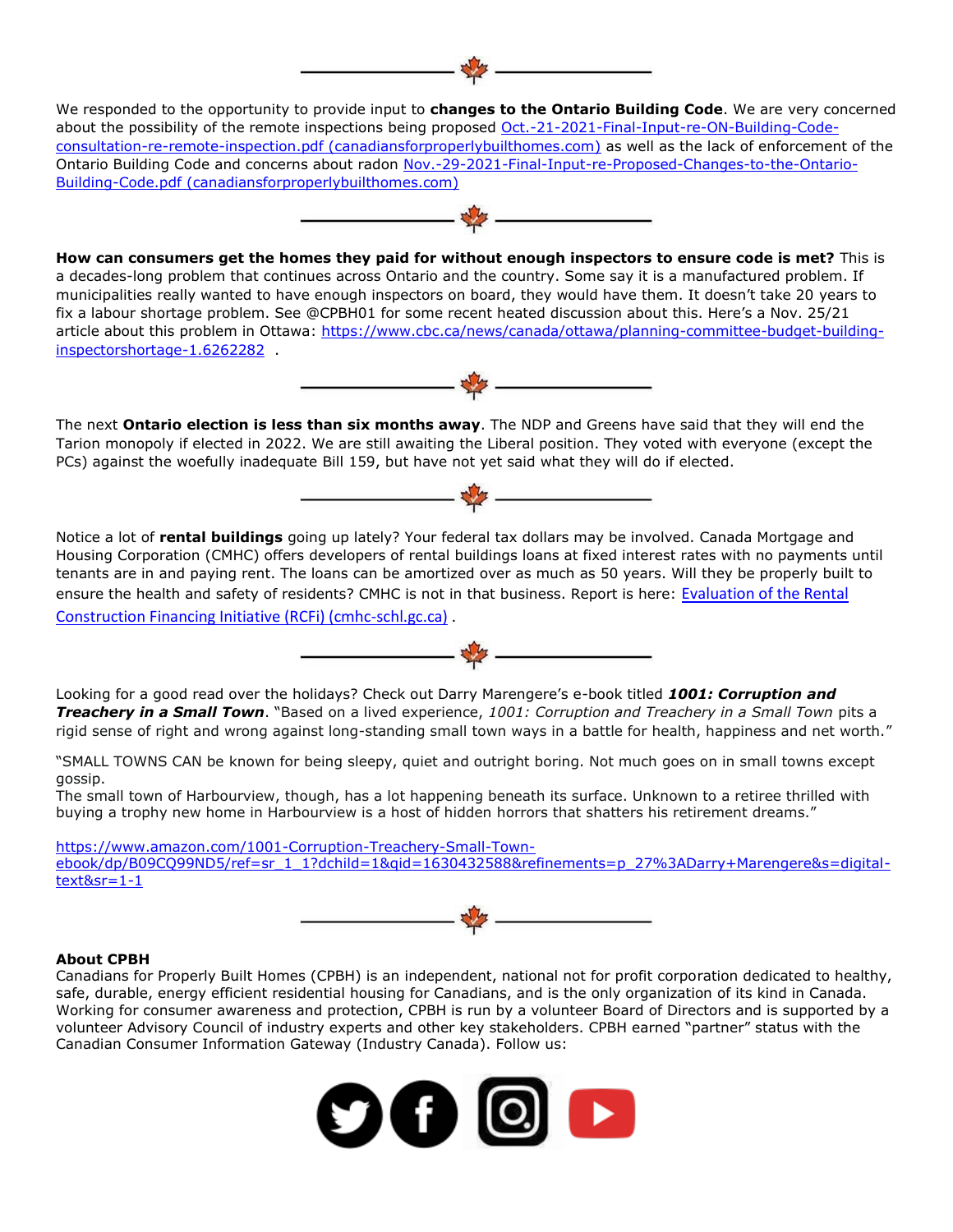---

We responded to the opportunity to provide input to **changes to the Ontario Building Code**. We are very concerned about the possibility of the remote inspections being proposed [Oct.-21-2021-Final-Input-re-ON-Building-Code-consultation-re-remote-inspection.pdf (canadiansforproperlybuilthomes.com)] as well as the lack of enforcement of the Ontario Building Code and concerns about radon [Nov.-29-2021-Final-Input-re-Proposed-Changes-to-the-Ontario-Building-Code.pdf (canadiansforproperlybuilthomes.com)]

---

**How can consumers get the homes they paid for without enough inspectors to ensure code is met?** This is a decades-long problem that continues across Ontario and the country. Some say it is a manufactured problem. If municipalities really wanted to have enough inspectors on board, they would have them. It doesn't take 20 years to fix a labour shortage problem. See @CPBH01 for some recent heated discussion about this. Here's a Nov. 25/21 article about this problem in Ottawa: https://www.cbc.ca/news/canada/ottawa/planning-committee-budget-building-inspectorshortage-1.6262282 .

---

The next **Ontario election is less than six months away**. The NDP and Greens have said that they will end the Tarion monopoly if elected in 2022. We are still awaiting the Liberal position. They voted with everyone (except the PCs) against the woefully inadequate Bill 159, but have not yet said what they will do if elected.

---

Notice a lot of **rental buildings** going up lately? Your federal tax dollars may be involved. Canada Mortgage and Housing Corporation (CMHC) offers developers of rental buildings loans at fixed interest rates with no payments until tenants are in and paying rent. The loans can be amortized over as much as 50 years. Will they be properly built to ensure the health and safety of residents? CMHC is not in that business. Report is here: [Evaluation of the Rental Construction Financing Initiative (RCFi) (cmhc-schl.gc.ca)] .

---

Looking for a good read over the holidays? Check out Darry Marengere's e-book titled ***1001: Corruption and Treachery in a Small Town***. "Based on a lived experience, *1001: Corruption and Treachery in a Small Town* pits a rigid sense of right and wrong against long-standing small town ways in a battle for health, happiness and net worth."

"SMALL TOWNS CAN be known for being sleepy, quiet and outright boring. Not much goes on in small towns except gossip.
The small town of Harbourview, though, has a lot happening beneath its surface. Unknown to a retiree thrilled with buying a trophy new home in Harbourview is a host of hidden horrors that shatters his retirement dreams."

https://www.amazon.com/1001-Corruption-Treachery-Small-Town-ebook/dp/B09CQ99ND5/ref=sr_1_1?dchild=1&qid=1630432588&refinements=p_27%3ADarry+Marengere&s=digital-text&sr=1-1

---

**About CPBH**
Canadians for Properly Built Homes (CPBH) is an independent, national not for profit corporation dedicated to healthy, safe, durable, energy efficient residential housing for Canadians, and is the only organization of its kind in Canada. Working for consumer awareness and protection, CPBH is run by a volunteer Board of Directors and is supported by a volunteer Advisory Council of industry experts and other key stakeholders. CPBH earned "partner" status with the Canadian Consumer Information Gateway (Industry Canada). Follow us: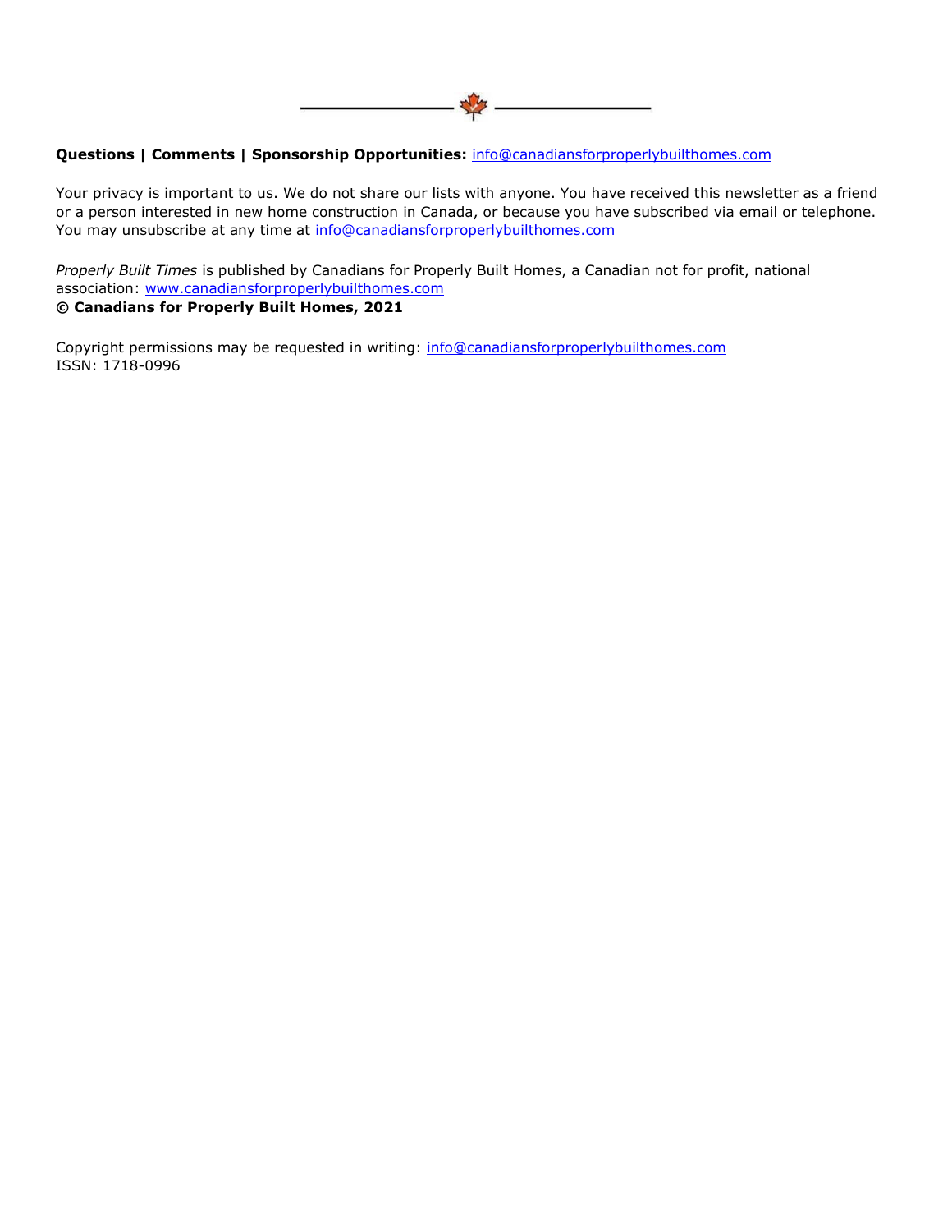**Questions | Comments | Sponsorship Opportunities:** info@canadiansforproperlybuilthomes.com

Your privacy is important to us. We do not share our lists with anyone. You have received this newsletter as a friend or a person interested in new home construction in Canada, or because you have subscribed via email or telephone. You may unsubscribe at any time at info@canadiansforproperlybuilthomes.com

*Properly Built Times* is published by Canadians for Properly Built Homes, a Canadian not for profit, national association: www.canadiansforproperlybuilthomes.com
**© Canadians for Properly Built Homes, 2021**

Copyright permissions may be requested in writing: info@canadiansforproperlybuilthomes.com
ISSN: 1718-0996